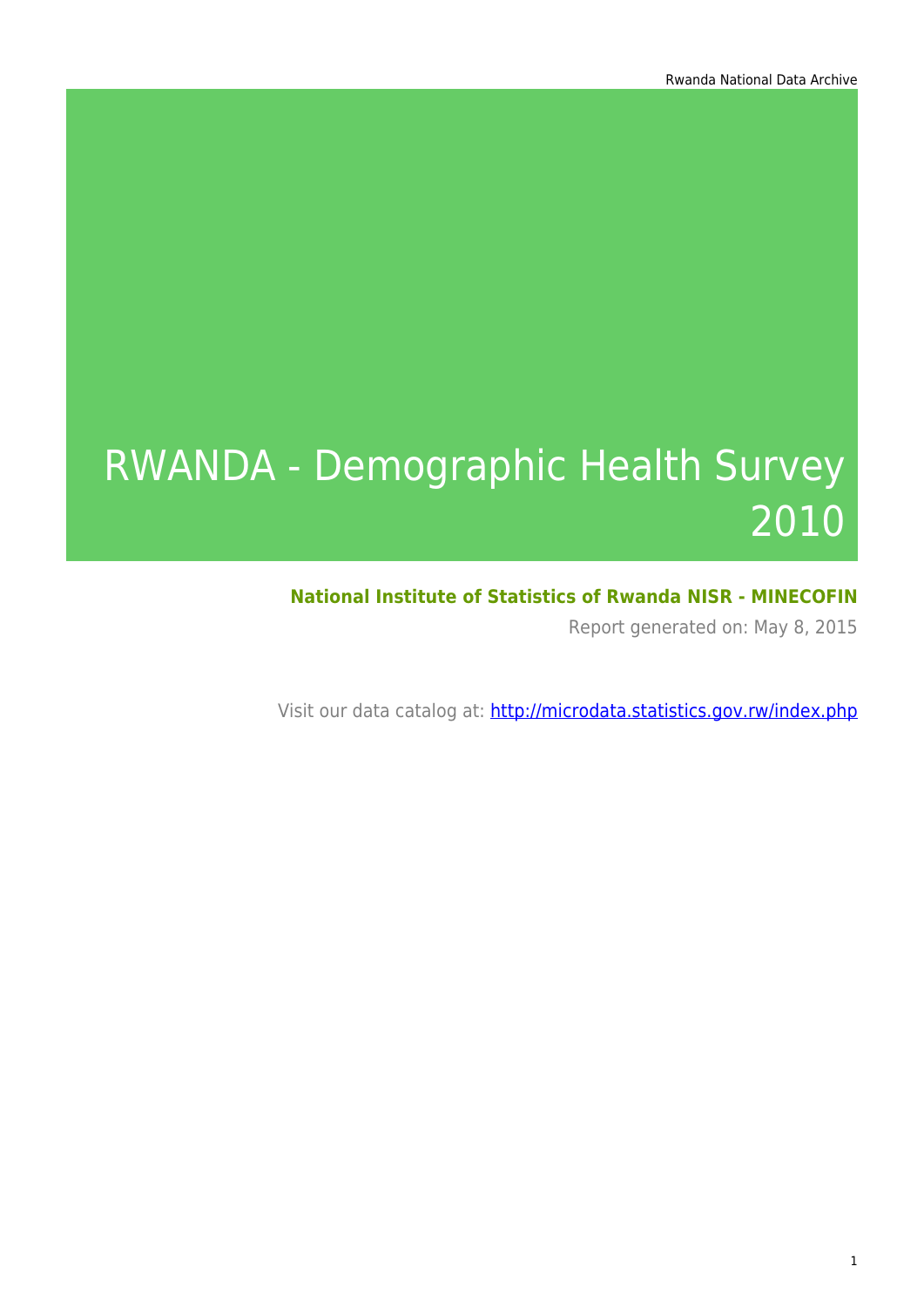# RWANDA - Demographic Health Survey 2010

**National Institute of Statistics of Rwanda NISR - MINECOFIN**

Report generated on: May 8, 2015

Visit our data catalog at: http://microdata.statistics.gov.rw/index.php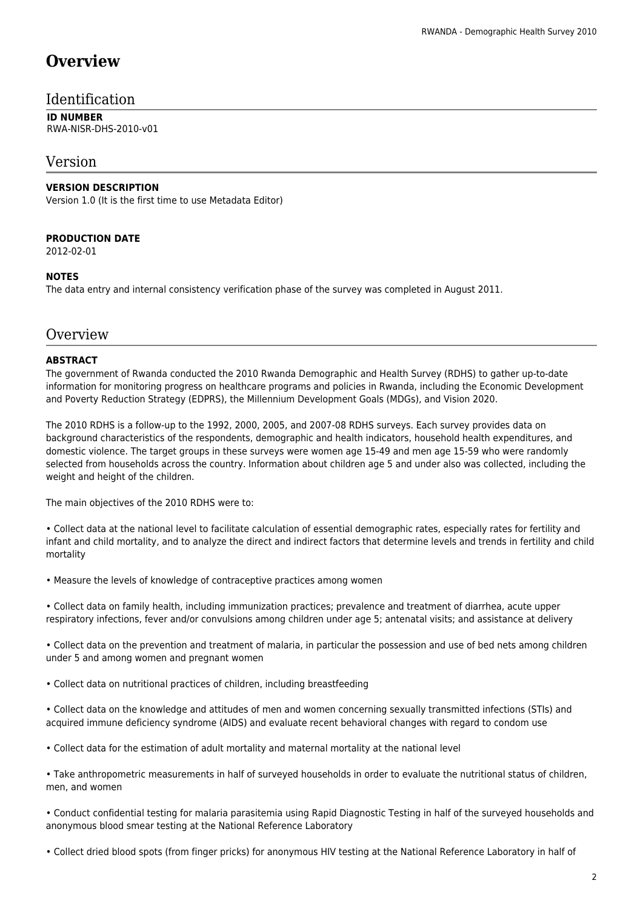# Overview

## Identification

**ID NUMBER**
RWA-NISR-DHS-2010-v01

## Version

**VERSION DESCRIPTION**
Version 1.0 (It is the first time to use Metadata Editor)

**PRODUCTION DATE**
2012-02-01

**NOTES**
The data entry and internal consistency verification phase of the survey was completed in August 2011.

## Overview

**ABSTRACT**
The government of Rwanda conducted the 2010 Rwanda Demographic and Health Survey (RDHS) to gather up-to-date information for monitoring progress on healthcare programs and policies in Rwanda, including the Economic Development and Poverty Reduction Strategy (EDPRS), the Millennium Development Goals (MDGs), and Vision 2020.

The 2010 RDHS is a follow-up to the 1992, 2000, 2005, and 2007-08 RDHS surveys. Each survey provides data on background characteristics of the respondents, demographic and health indicators, household health expenditures, and domestic violence. The target groups in these surveys were women age 15-49 and men age 15-59 who were randomly selected from households across the country. Information about children age 5 and under also was collected, including the weight and height of the children.

The main objectives of the 2010 RDHS were to:

• Collect data at the national level to facilitate calculation of essential demographic rates, especially rates for fertility and infant and child mortality, and to analyze the direct and indirect factors that determine levels and trends in fertility and child mortality

• Measure the levels of knowledge of contraceptive practices among women

• Collect data on family health, including immunization practices; prevalence and treatment of diarrhea, acute upper respiratory infections, fever and/or convulsions among children under age 5; antenatal visits; and assistance at delivery

• Collect data on the prevention and treatment of malaria, in particular the possession and use of bed nets among children under 5 and among women and pregnant women

• Collect data on nutritional practices of children, including breastfeeding

• Collect data on the knowledge and attitudes of men and women concerning sexually transmitted infections (STIs) and acquired immune deficiency syndrome (AIDS) and evaluate recent behavioral changes with regard to condom use

• Collect data for the estimation of adult mortality and maternal mortality at the national level

• Take anthropometric measurements in half of surveyed households in order to evaluate the nutritional status of children, men, and women

• Conduct confidential testing for malaria parasitemia using Rapid Diagnostic Testing in half of the surveyed households and anonymous blood smear testing at the National Reference Laboratory

• Collect dried blood spots (from finger pricks) for anonymous HIV testing at the National Reference Laboratory in half of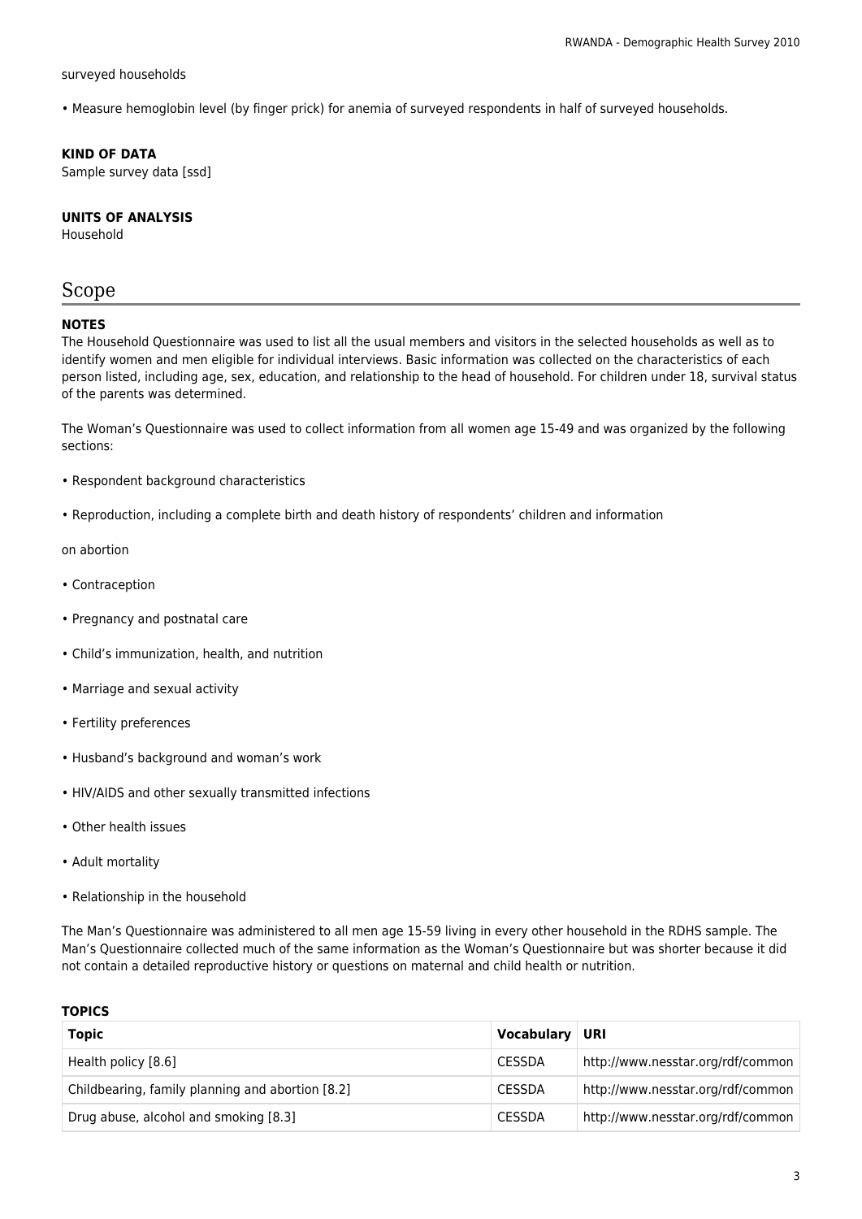surveyed households

• Measure hemoglobin level (by finger prick) for anemia of surveyed respondents in half of surveyed households.

**KIND OF DATA**
Sample survey data [ssd]

**UNITS OF ANALYSIS**
Household

## Scope

**NOTES**
The Household Questionnaire was used to list all the usual members and visitors in the selected households as well as to identify women and men eligible for individual interviews. Basic information was collected on the characteristics of each person listed, including age, sex, education, and relationship to the head of household. For children under 18, survival status of the parents was determined.

The Woman's Questionnaire was used to collect information from all women age 15-49 and was organized by the following sections:

• Respondent background characteristics

• Reproduction, including a complete birth and death history of respondents' children and information

on abortion

• Contraception

• Pregnancy and postnatal care

• Child's immunization, health, and nutrition

• Marriage and sexual activity

• Fertility preferences

• Husband's background and woman's work

• HIV/AIDS and other sexually transmitted infections

• Other health issues

• Adult mortality

• Relationship in the household

The Man's Questionnaire was administered to all men age 15-59 living in every other household in the RDHS sample. The Man's Questionnaire collected much of the same information as the Woman's Questionnaire but was shorter because it did not contain a detailed reproductive history or questions on maternal and child health or nutrition.

**TOPICS**

| Topic | Vocabulary | URI |
|---|---|---|
| Health policy [8.6] | CESSDA | http://www.nesstar.org/rdf/common |
| Childbearing, family planning and abortion [8.2] | CESSDA | http://www.nesstar.org/rdf/common |
| Drug abuse, alcohol and smoking [8.3] | CESSDA | http://www.nesstar.org/rdf/common |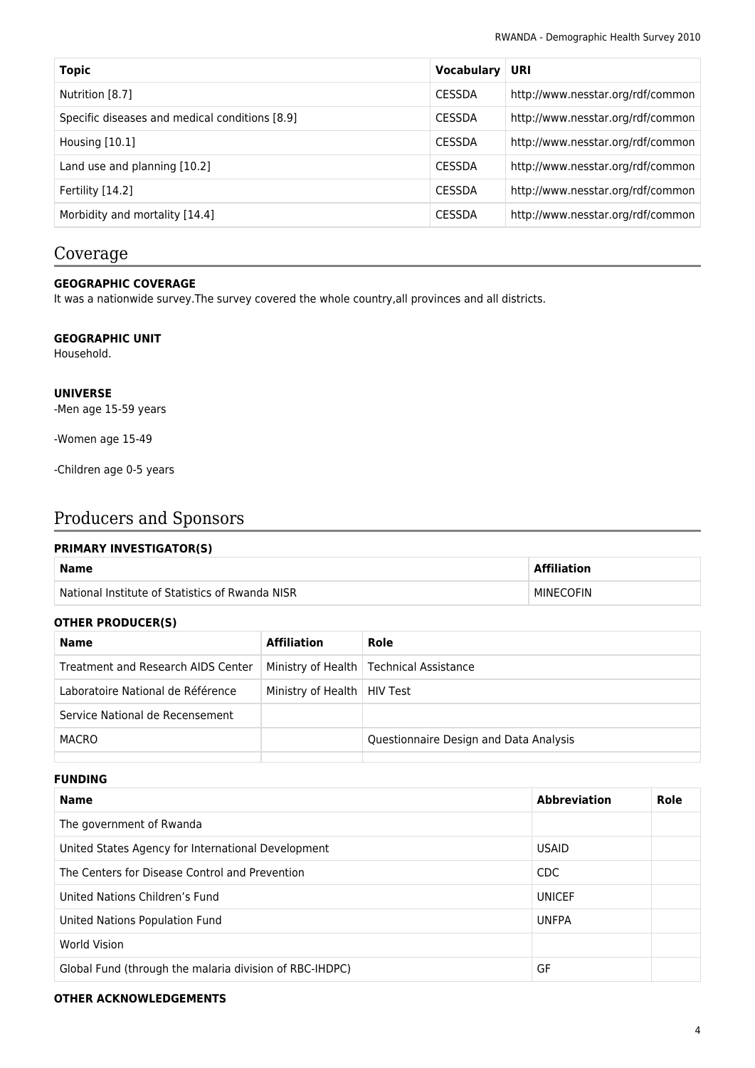| Topic | Vocabulary | URI |
|---|---|---|
| Nutrition [8.7] | CESSDA | http://www.nesstar.org/rdf/common |
| Specific diseases and medical conditions [8.9] | CESSDA | http://www.nesstar.org/rdf/common |
| Housing [10.1] | CESSDA | http://www.nesstar.org/rdf/common |
| Land use and planning [10.2] | CESSDA | http://www.nesstar.org/rdf/common |
| Fertility [14.2] | CESSDA | http://www.nesstar.org/rdf/common |
| Morbidity and mortality [14.4] | CESSDA | http://www.nesstar.org/rdf/common |

## Coverage

**GEOGRAPHIC COVERAGE**

It was a nationwide survey.The survey covered the whole country,all provinces and all districts.

**GEOGRAPHIC UNIT**

Household.

**UNIVERSE**

-Men age 15-59 years

-Women age 15-49

-Children age 0-5 years

## Producers and Sponsors

**PRIMARY INVESTIGATOR(S)**

| Name | Affiliation |
|---|---|
| National Institute of Statistics of Rwanda NISR | MINECOFIN |

**OTHER PRODUCER(S)**

| Name | Affiliation | Role |
|---|---|---|
| Treatment and Research AIDS Center | Ministry of Health | Technical Assistance |
| Laboratoire National de Référence | Ministry of Health | HIV Test |
| Service National de Recensement | | |
| MACRO | | Questionnaire Design and Data Analysis |
| | | |

**FUNDING**

| Name | Abbreviation | Role |
|---|---|---|
| The government of Rwanda | | |
| United States Agency for International Development | USAID | |
| The Centers for Disease Control and Prevention | CDC | |
| United Nations Children's Fund | UNICEF | |
| United Nations Population Fund | UNFPA | |
| World Vision | | |
| Global Fund (through the malaria division of RBC-IHDPC) | GF | |

**OTHER ACKNOWLEDGEMENTS**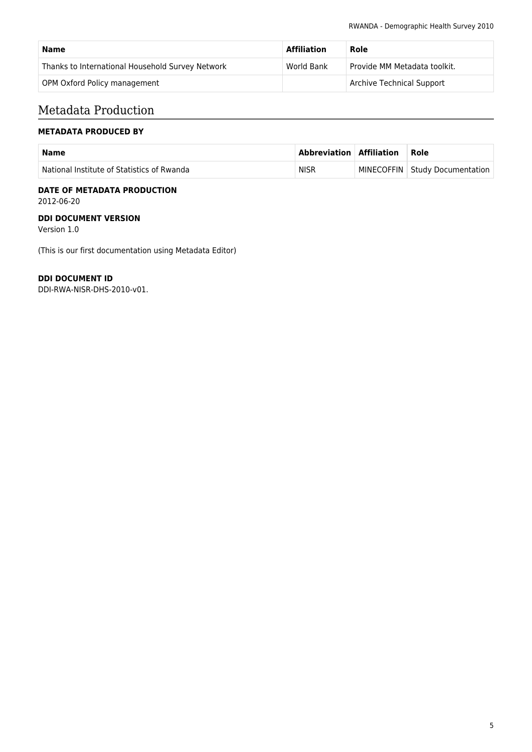| Name | Affiliation | Role |
| --- | --- | --- |
| Thanks to International Household Survey Network | World Bank | Provide MM Metadata toolkit. |
| OPM Oxford Policy management | | Archive Technical Support |

# Metadata Production

### METADATA PRODUCED BY

| Name | Abbreviation | Affiliation | Role |
| --- | --- | --- | --- |
| National Institute of Statistics of Rwanda | NISR | MINECOFFIN | Study Documentation |

### DATE OF METADATA PRODUCTION

2012-06-20

### DDI DOCUMENT VERSION

Version 1.0

(This is our first documentation using Metadata Editor)

### DDI DOCUMENT ID

DDI-RWA-NISR-DHS-2010-v01.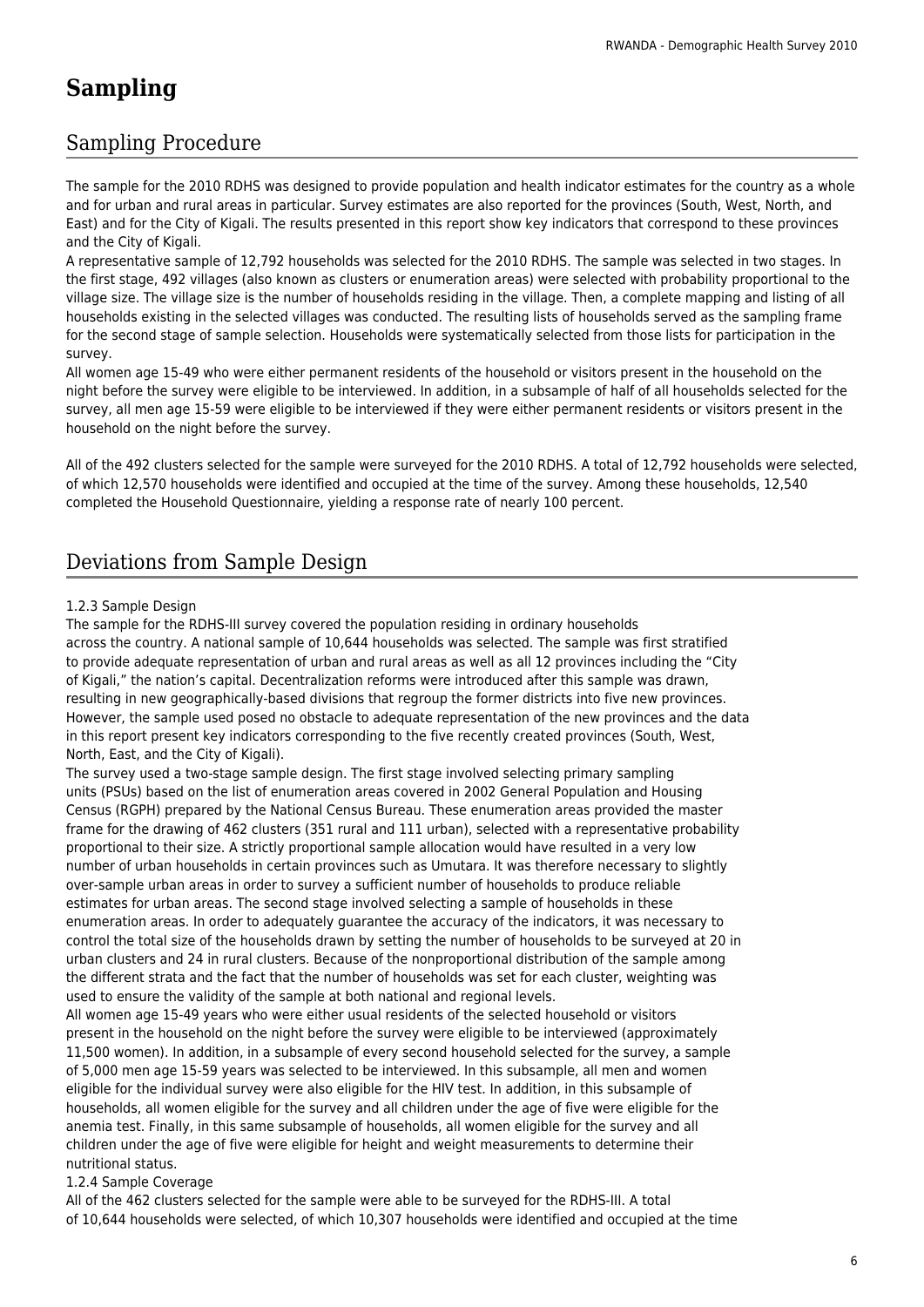# Sampling

## Sampling Procedure

The sample for the 2010 RDHS was designed to provide population and health indicator estimates for the country as a whole and for urban and rural areas in particular. Survey estimates are also reported for the provinces (South, West, North, and East) and for the City of Kigali. The results presented in this report show key indicators that correspond to these provinces and the City of Kigali.

A representative sample of 12,792 households was selected for the 2010 RDHS. The sample was selected in two stages. In the first stage, 492 villages (also known as clusters or enumeration areas) were selected with probability proportional to the village size. The village size is the number of households residing in the village. Then, a complete mapping and listing of all households existing in the selected villages was conducted. The resulting lists of households served as the sampling frame for the second stage of sample selection. Households were systematically selected from those lists for participation in the survey.

All women age 15-49 who were either permanent residents of the household or visitors present in the household on the night before the survey were eligible to be interviewed. In addition, in a subsample of half of all households selected for the survey, all men age 15-59 were eligible to be interviewed if they were either permanent residents or visitors present in the household on the night before the survey.

All of the 492 clusters selected for the sample were surveyed for the 2010 RDHS. A total of 12,792 households were selected, of which 12,570 households were identified and occupied at the time of the survey. Among these households, 12,540 completed the Household Questionnaire, yielding a response rate of nearly 100 percent.

## Deviations from Sample Design

1.2.3 Sample Design

The sample for the RDHS-III survey covered the population residing in ordinary households across the country. A national sample of 10,644 households was selected. The sample was first stratified to provide adequate representation of urban and rural areas as well as all 12 provinces including the "City of Kigali," the nation's capital. Decentralization reforms were introduced after this sample was drawn, resulting in new geographically-based divisions that regroup the former districts into five new provinces. However, the sample used posed no obstacle to adequate representation of the new provinces and the data in this report present key indicators corresponding to the five recently created provinces (South, West, North, East, and the City of Kigali).

The survey used a two-stage sample design. The first stage involved selecting primary sampling units (PSUs) based on the list of enumeration areas covered in 2002 General Population and Housing Census (RGPH) prepared by the National Census Bureau. These enumeration areas provided the master frame for the drawing of 462 clusters (351 rural and 111 urban), selected with a representative probability proportional to their size. A strictly proportional sample allocation would have resulted in a very low number of urban households in certain provinces such as Umutara. It was therefore necessary to slightly over-sample urban areas in order to survey a sufficient number of households to produce reliable estimates for urban areas. The second stage involved selecting a sample of households in these enumeration areas. In order to adequately guarantee the accuracy of the indicators, it was necessary to control the total size of the households drawn by setting the number of households to be surveyed at 20 in urban clusters and 24 in rural clusters. Because of the nonproportional distribution of the sample among the different strata and the fact that the number of households was set for each cluster, weighting was used to ensure the validity of the sample at both national and regional levels.

All women age 15-49 years who were either usual residents of the selected household or visitors present in the household on the night before the survey were eligible to be interviewed (approximately 11,500 women). In addition, in a subsample of every second household selected for the survey, a sample of 5,000 men age 15-59 years was selected to be interviewed. In this subsample, all men and women eligible for the individual survey were also eligible for the HIV test. In addition, in this subsample of households, all women eligible for the survey and all children under the age of five were eligible for the anemia test. Finally, in this same subsample of households, all women eligible for the survey and all children under the age of five were eligible for height and weight measurements to determine their nutritional status.

1.2.4 Sample Coverage

All of the 462 clusters selected for the sample were able to be surveyed for the RDHS-III. A total of 10,644 households were selected, of which 10,307 households were identified and occupied at the time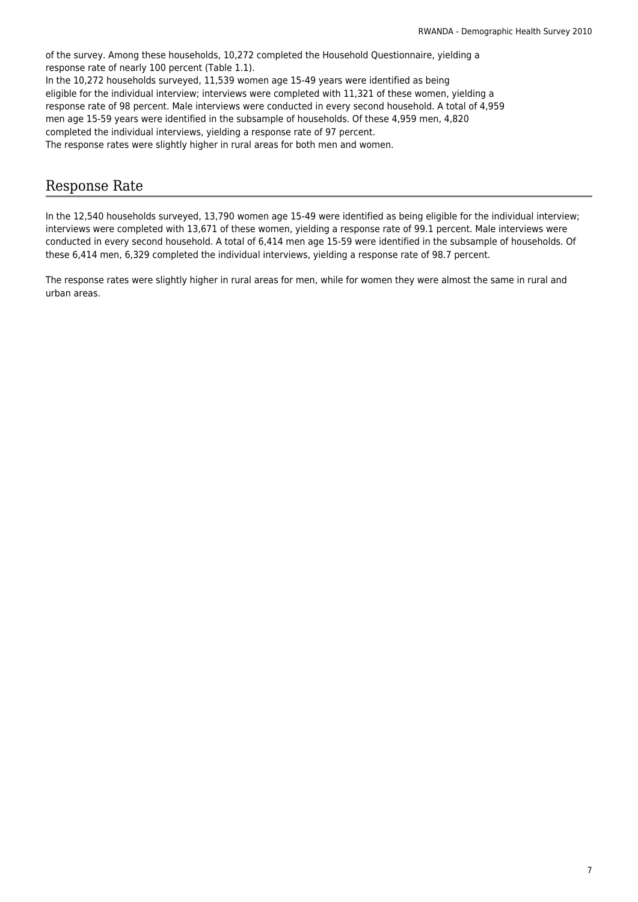of the survey. Among these households, 10,272 completed the Household Questionnaire, yielding a response rate of nearly 100 percent (Table 1.1).
In the 10,272 households surveyed, 11,539 women age 15-49 years were identified as being eligible for the individual interview; interviews were completed with 11,321 of these women, yielding a response rate of 98 percent. Male interviews were conducted in every second household. A total of 4,959 men age 15-59 years were identified in the subsample of households. Of these 4,959 men, 4,820 completed the individual interviews, yielding a response rate of 97 percent.
The response rates were slightly higher in rural areas for both men and women.

## Response Rate

In the 12,540 households surveyed, 13,790 women age 15-49 were identified as being eligible for the individual interview; interviews were completed with 13,671 of these women, yielding a response rate of 99.1 percent. Male interviews were conducted in every second household. A total of 6,414 men age 15-59 were identified in the subsample of households. Of these 6,414 men, 6,329 completed the individual interviews, yielding a response rate of 98.7 percent.

The response rates were slightly higher in rural areas for men, while for women they were almost the same in rural and urban areas.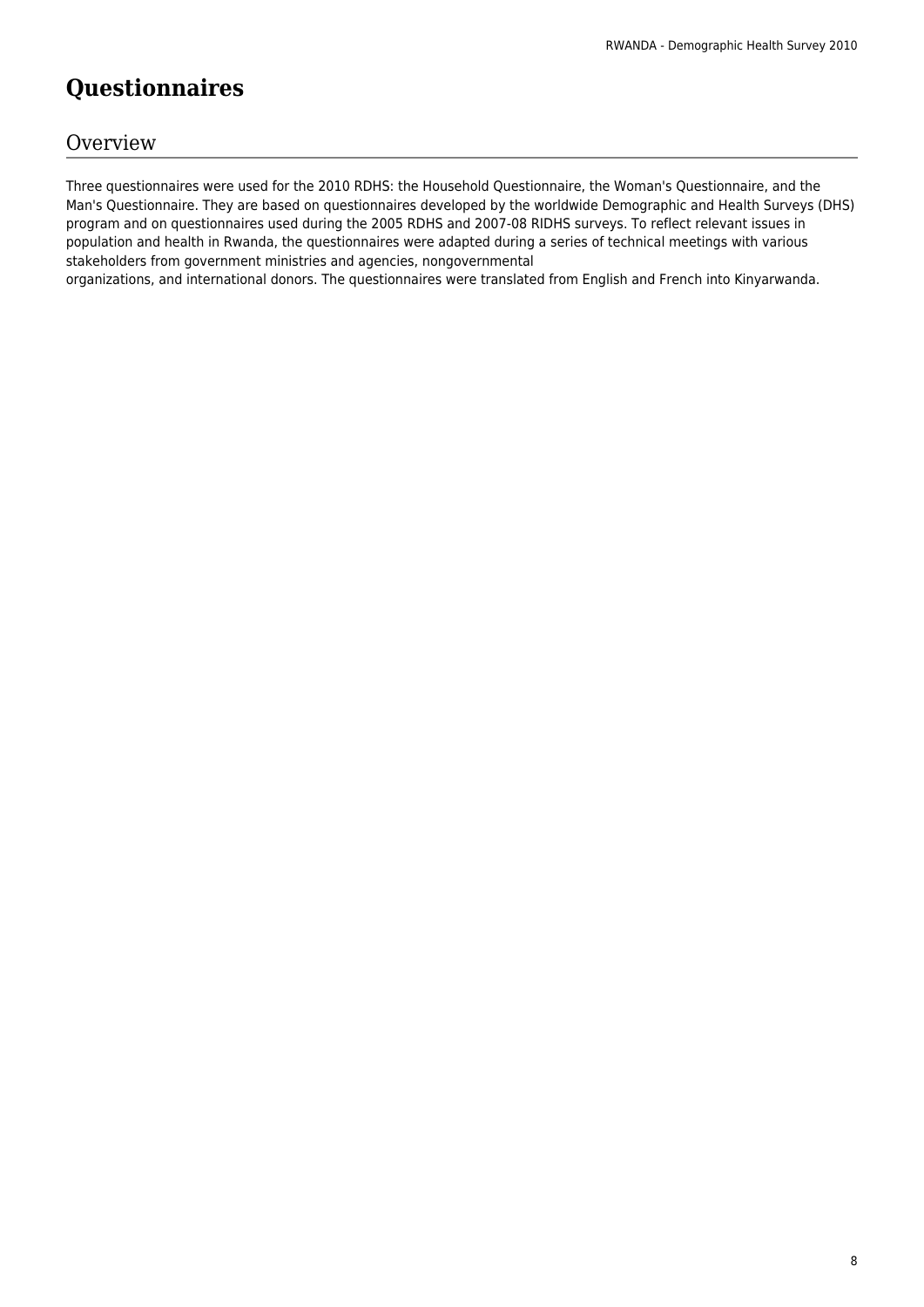# Questionnaires

## Overview

Three questionnaires were used for the 2010 RDHS: the Household Questionnaire, the Woman's Questionnaire, and the Man's Questionnaire. They are based on questionnaires developed by the worldwide Demographic and Health Surveys (DHS) program and on questionnaires used during the 2005 RDHS and 2007-08 RIDHS surveys. To reflect relevant issues in population and health in Rwanda, the questionnaires were adapted during a series of technical meetings with various stakeholders from government ministries and agencies, nongovernmental organizations, and international donors. The questionnaires were translated from English and French into Kinyarwanda.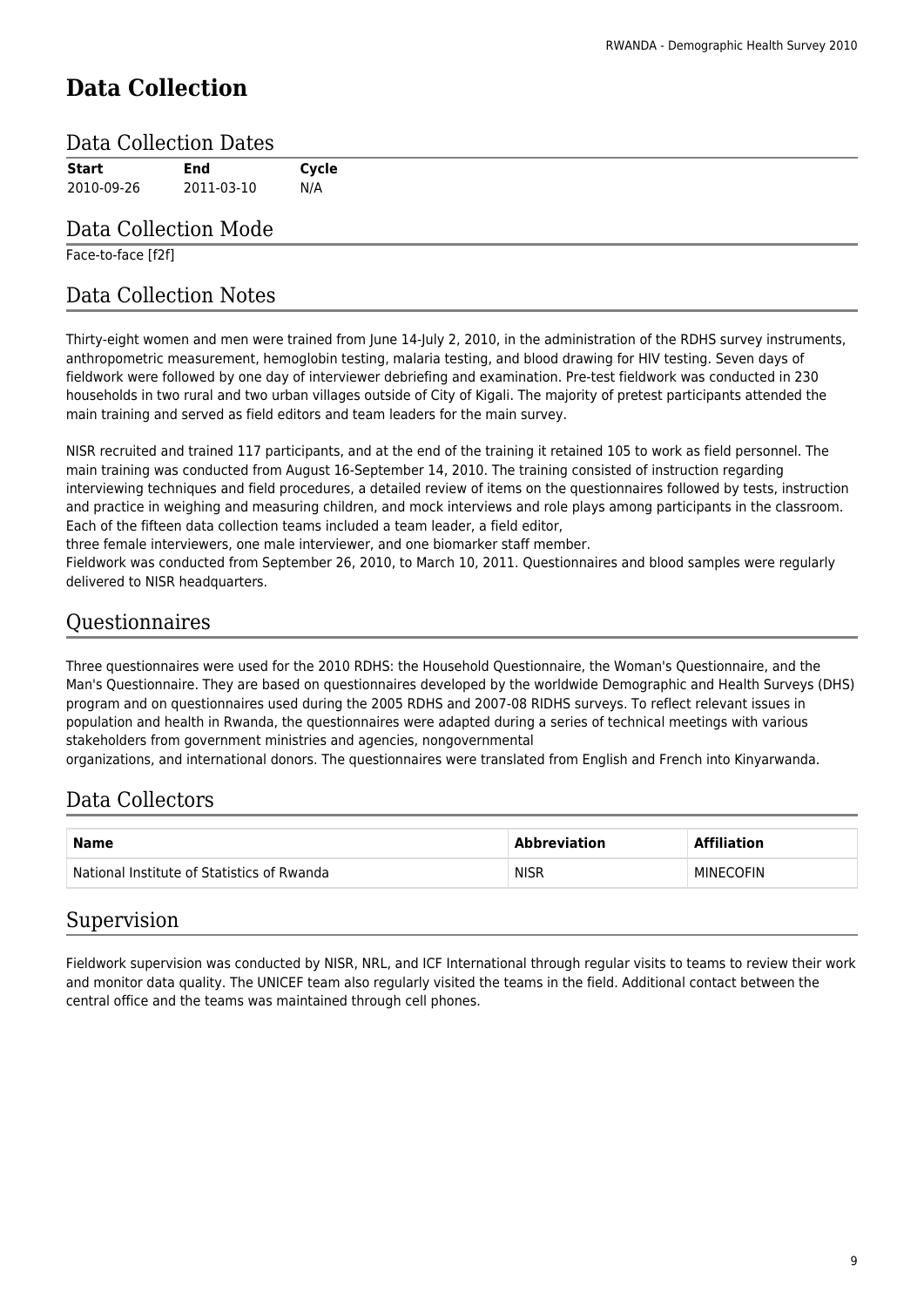# Data Collection

## Data Collection Dates

| Start | End | Cycle |
| --- | --- | --- |
| 2010-09-26 | 2011-03-10 | N/A |

## Data Collection Mode

Face-to-face [f2f]

## Data Collection Notes

Thirty-eight women and men were trained from June 14-July 2, 2010, in the administration of the RDHS survey instruments, anthropometric measurement, hemoglobin testing, malaria testing, and blood drawing for HIV testing. Seven days of fieldwork were followed by one day of interviewer debriefing and examination. Pre-test fieldwork was conducted in 230 households in two rural and two urban villages outside of City of Kigali. The majority of pretest participants attended the main training and served as field editors and team leaders for the main survey.

NISR recruited and trained 117 participants, and at the end of the training it retained 105 to work as field personnel. The main training was conducted from August 16-September 14, 2010. The training consisted of instruction regarding interviewing techniques and field procedures, a detailed review of items on the questionnaires followed by tests, instruction and practice in weighing and measuring children, and mock interviews and role plays among participants in the classroom. Each of the fifteen data collection teams included a team leader, a field editor,
three female interviewers, one male interviewer, and one biomarker staff member.
Fieldwork was conducted from September 26, 2010, to March 10, 2011. Questionnaires and blood samples were regularly delivered to NISR headquarters.

## Questionnaires

Three questionnaires were used for the 2010 RDHS: the Household Questionnaire, the Woman's Questionnaire, and the Man's Questionnaire. They are based on questionnaires developed by the worldwide Demographic and Health Surveys (DHS) program and on questionnaires used during the 2005 RDHS and 2007-08 RIDHS surveys. To reflect relevant issues in population and health in Rwanda, the questionnaires were adapted during a series of technical meetings with various stakeholders from government ministries and agencies, nongovernmental
organizations, and international donors. The questionnaires were translated from English and French into Kinyarwanda.

## Data Collectors

| Name | Abbreviation | Affiliation |
| --- | --- | --- |
| National Institute of Statistics of Rwanda | NISR | MINECOFIN |

## Supervision

Fieldwork supervision was conducted by NISR, NRL, and ICF International through regular visits to teams to review their work and monitor data quality. The UNICEF team also regularly visited the teams in the field. Additional contact between the central office and the teams was maintained through cell phones.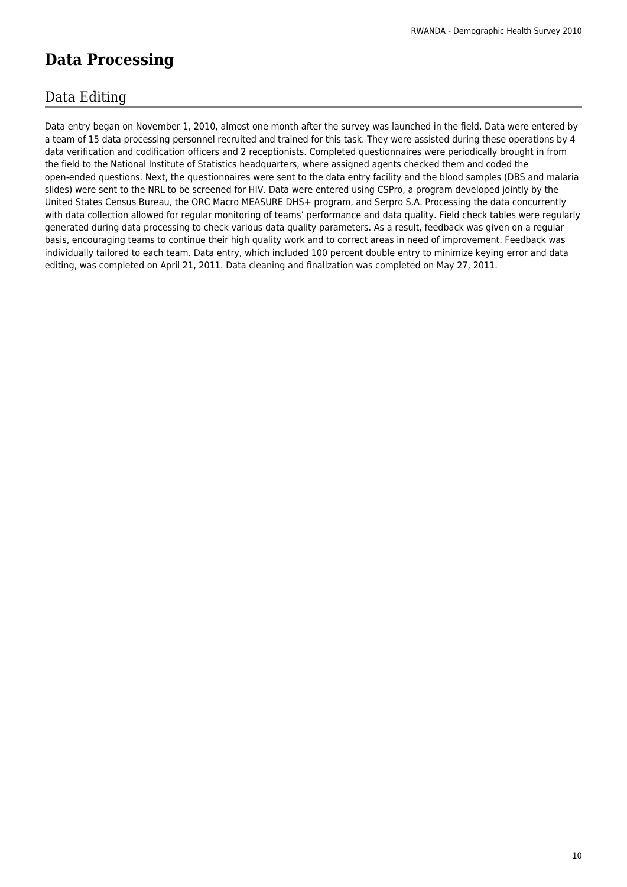# Data Processing

## Data Editing

Data entry began on November 1, 2010, almost one month after the survey was launched in the field. Data were entered by a team of 15 data processing personnel recruited and trained for this task. They were assisted during these operations by 4 data verification and codification officers and 2 receptionists. Completed questionnaires were periodically brought in from the field to the National Institute of Statistics headquarters, where assigned agents checked them and coded the open-ended questions. Next, the questionnaires were sent to the data entry facility and the blood samples (DBS and malaria slides) were sent to the NRL to be screened for HIV. Data were entered using CSPro, a program developed jointly by the United States Census Bureau, the ORC Macro MEASURE DHS+ program, and Serpro S.A. Processing the data concurrently with data collection allowed for regular monitoring of teams' performance and data quality. Field check tables were regularly generated during data processing to check various data quality parameters. As a result, feedback was given on a regular basis, encouraging teams to continue their high quality work and to correct areas in need of improvement. Feedback was individually tailored to each team. Data entry, which included 100 percent double entry to minimize keying error and data editing, was completed on April 21, 2011. Data cleaning and finalization was completed on May 27, 2011.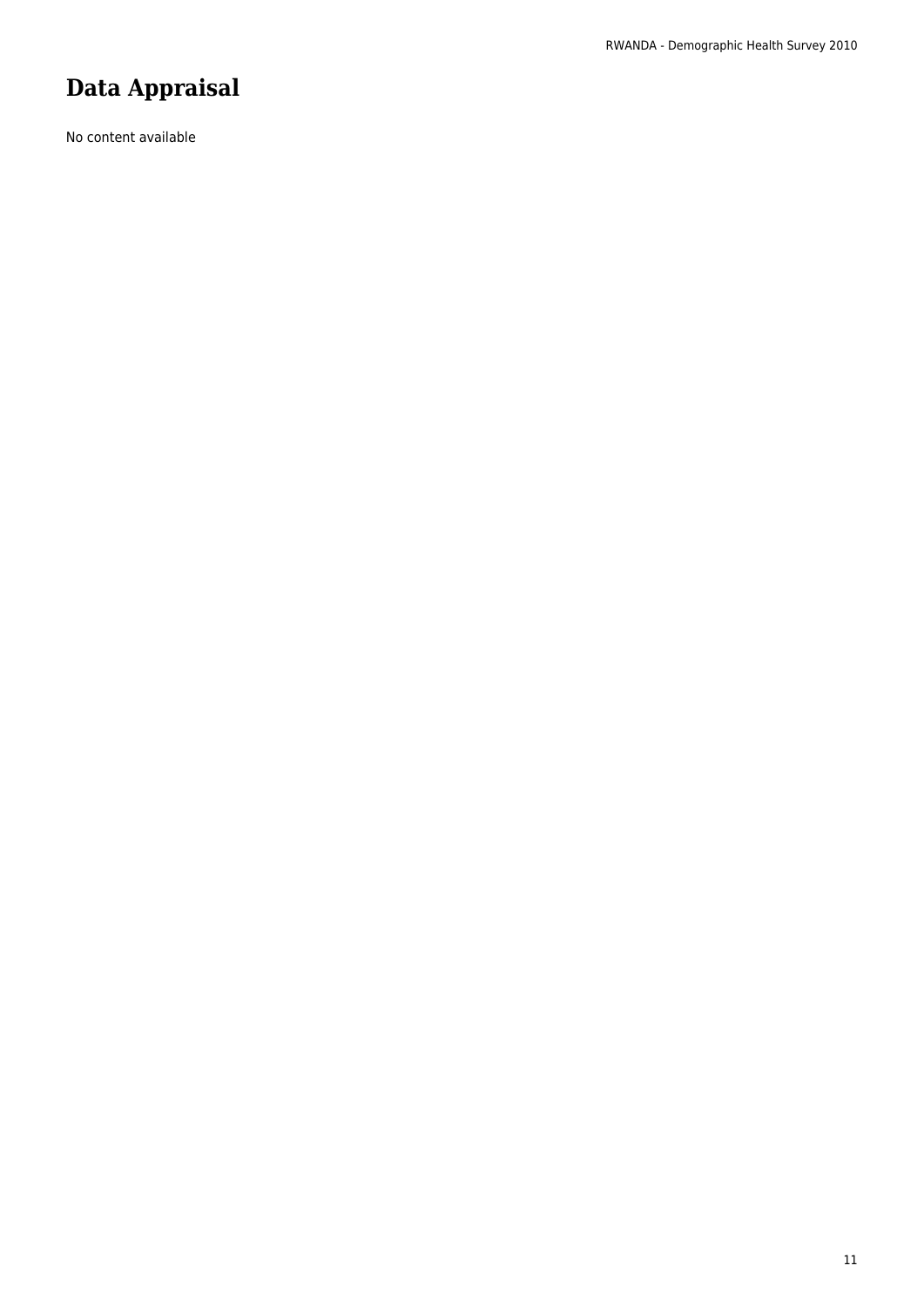# Data Appraisal

No content available